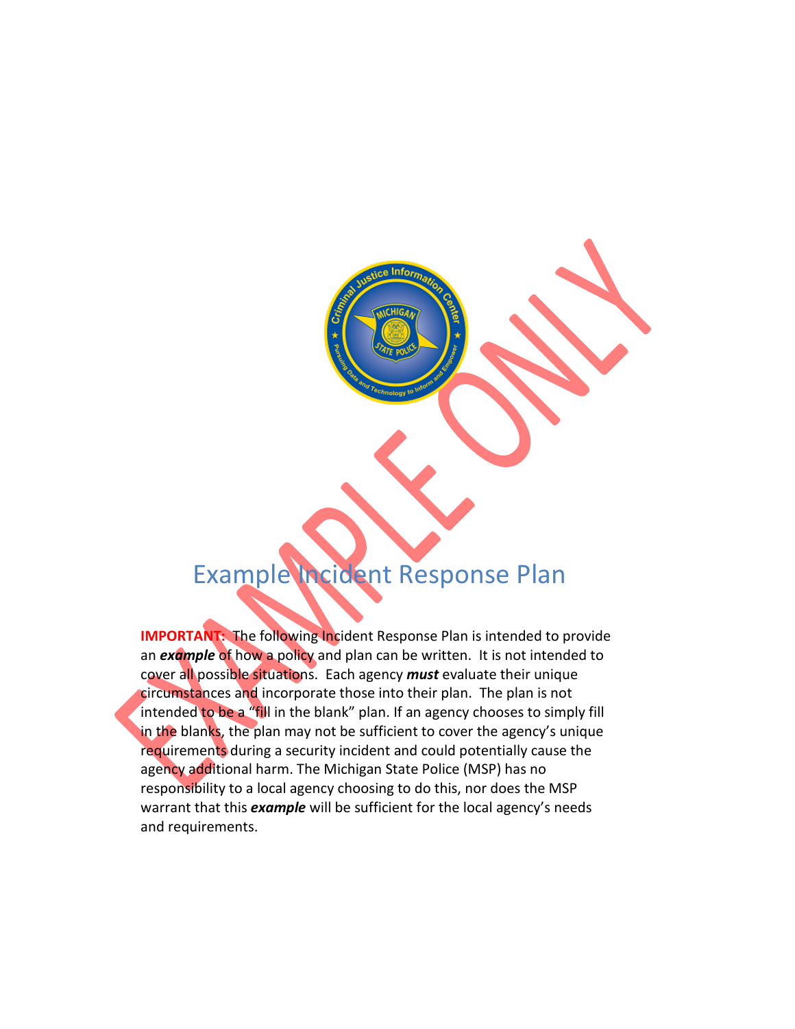# Example Incident Response Plan

**IMPORTANT:** The following Incident Response Plan is intended to provide an ***example*** of how a policy and plan can be written. It is not intended to cover all possible situations. Each agency ***must*** evaluate their unique circumstances and incorporate those into their plan. The plan is not intended to be a "fill in the blank" plan. If an agency chooses to simply fill in the blanks, the plan may not be sufficient to cover the agency's unique requirements during a security incident and could potentially cause the agency additional harm. The Michigan State Police (MSP) has no responsibility to a local agency choosing to do this, nor does the MSP warrant that this ***example*** will be sufficient for the local agency's needs and requirements.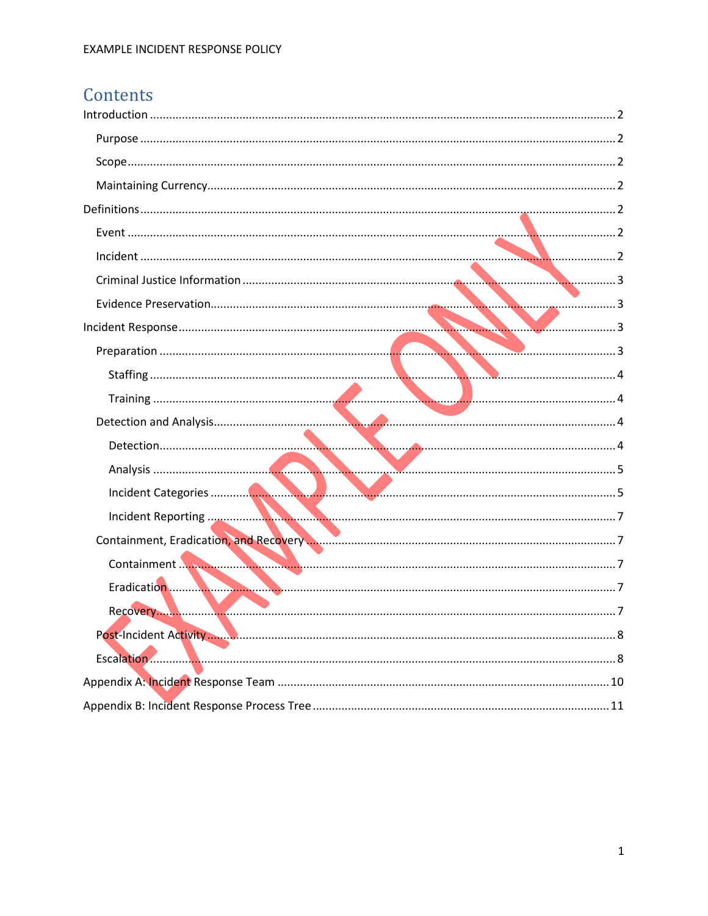# Contents

Introduction ........................................................................................................................ 2

- Purpose ........................................................................................................................ 2
- Scope ........................................................................................................................... 2
- Maintaining Currency ................................................................................................... 2

Definitions ........................................................................................................................... 2

- Event ............................................................................................................................ 2
- Incident ........................................................................................................................ 2
- Criminal Justice Information ....................................................................................... 3
- Evidence Preservation .................................................................................................. 3

Incident Response ............................................................................................................... 3

- Preparation .................................................................................................................. 3
  - Staffing .................................................................................................................... 4
  - Training ................................................................................................................... 4
- Detection and Analysis ................................................................................................. 4
  - Detection ................................................................................................................. 4
  - Analysis ................................................................................................................... 5
  - Incident Categories .................................................................................................. 5
  - Incident Reporting ................................................................................................... 7
- Containment, Eradication, and Recovery ..................................................................... 7
  - Containment ............................................................................................................ 7
  - Eradication .............................................................................................................. 7
  - Recovery .................................................................................................................. 7
- Post-Incident Activity ................................................................................................... 8
- Escalation .................................................................................................................... 8

Appendix A: Incident Response Team .............................................................................. 10

Appendix B: Incident Response Process Tree ................................................................... 11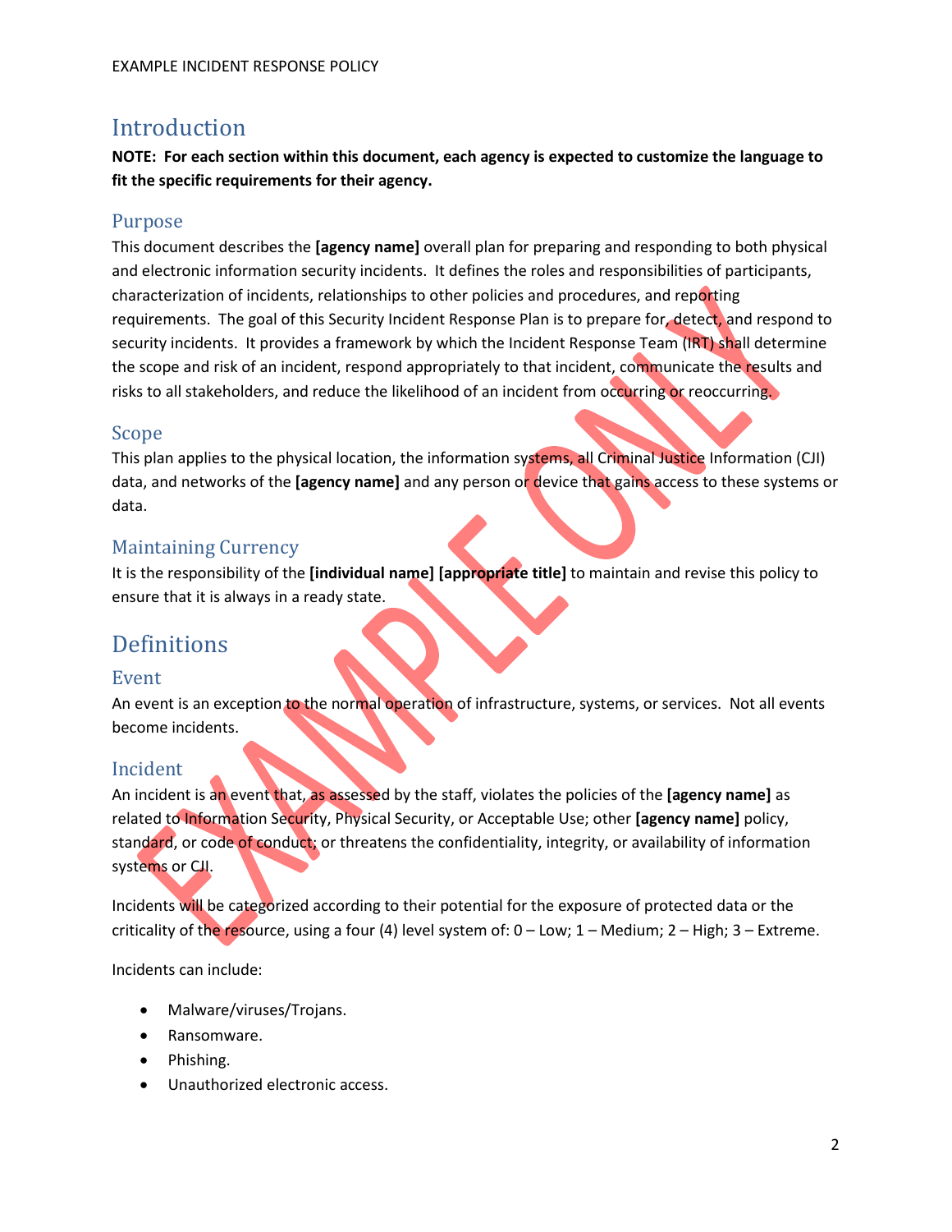# Introduction

**NOTE: For each section within this document, each agency is expected to customize the language to fit the specific requirements for their agency.**

## Purpose

This document describes the **[agency name]** overall plan for preparing and responding to both physical and electronic information security incidents. It defines the roles and responsibilities of participants, characterization of incidents, relationships to other policies and procedures, and reporting requirements. The goal of this Security Incident Response Plan is to prepare for, detect, and respond to security incidents. It provides a framework by which the Incident Response Team (IRT) shall determine the scope and risk of an incident, respond appropriately to that incident, communicate the results and risks to all stakeholders, and reduce the likelihood of an incident from occurring or reoccurring.

## Scope

This plan applies to the physical location, the information systems, all Criminal Justice Information (CJI) data, and networks of the **[agency name]** and any person or device that gains access to these systems or data.

## Maintaining Currency

It is the responsibility of the **[individual name] [appropriate title]** to maintain and revise this policy to ensure that it is always in a ready state.

# Definitions

## Event

An event is an exception to the normal operation of infrastructure, systems, or services. Not all events become incidents.

## Incident

An incident is an event that, as assessed by the staff, violates the policies of the **[agency name]** as related to Information Security, Physical Security, or Acceptable Use; other **[agency name]** policy, standard, or code of conduct; or threatens the confidentiality, integrity, or availability of information systems or CJI.

Incidents will be categorized according to their potential for the exposure of protected data or the criticality of the resource, using a four (4) level system of: 0 – Low; 1 – Medium; 2 – High; 3 – Extreme.

Incidents can include:

- Malware/viruses/Trojans.
- Ransomware.
- Phishing.
- Unauthorized electronic access.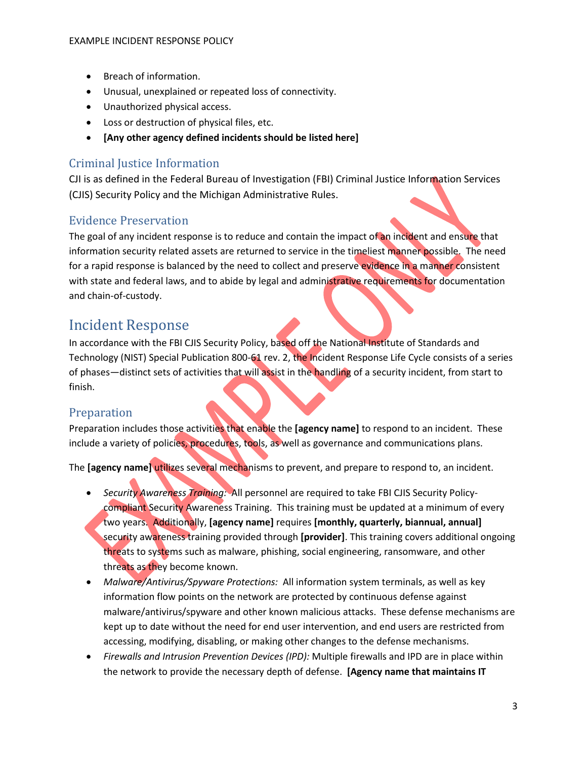- Breach of information.
- Unusual, unexplained or repeated loss of connectivity.
- Unauthorized physical access.
- Loss or destruction of physical files, etc.
- **[Any other agency defined incidents should be listed here]**

### Criminal Justice Information

CJI is as defined in the Federal Bureau of Investigation (FBI) Criminal Justice Information Services (CJIS) Security Policy and the Michigan Administrative Rules.

### Evidence Preservation

The goal of any incident response is to reduce and contain the impact of an incident and ensure that information security related assets are returned to service in the timeliest manner possible. The need for a rapid response is balanced by the need to collect and preserve evidence in a manner consistent with state and federal laws, and to abide by legal and administrative requirements for documentation and chain-of-custody.

## Incident Response

In accordance with the FBI CJIS Security Policy, based off the National Institute of Standards and Technology (NIST) Special Publication 800-61 rev. 2, the Incident Response Life Cycle consists of a series of phases—distinct sets of activities that will assist in the handling of a security incident, from start to finish.

### Preparation

Preparation includes those activities that enable the **[agency name]** to respond to an incident. These include a variety of policies, procedures, tools, as well as governance and communications plans.

The **[agency name]** utilizes several mechanisms to prevent, and prepare to respond to, an incident.

- *Security Awareness Training:* All personnel are required to take FBI CJIS Security Policy-compliant Security Awareness Training. This training must be updated at a minimum of every two years. Additionally, **[agency name]** requires **[monthly, quarterly, biannual, annual]** security awareness training provided through **[provider]**. This training covers additional ongoing threats to systems such as malware, phishing, social engineering, ransomware, and other threats as they become known.
- *Malware/Antivirus/Spyware Protections:* All information system terminals, as well as key information flow points on the network are protected by continuous defense against malware/antivirus/spyware and other known malicious attacks. These defense mechanisms are kept up to date without the need for end user intervention, and end users are restricted from accessing, modifying, disabling, or making other changes to the defense mechanisms.
- *Firewalls and Intrusion Prevention Devices (IPD):* Multiple firewalls and IPD are in place within the network to provide the necessary depth of defense. **[Agency name that maintains IT**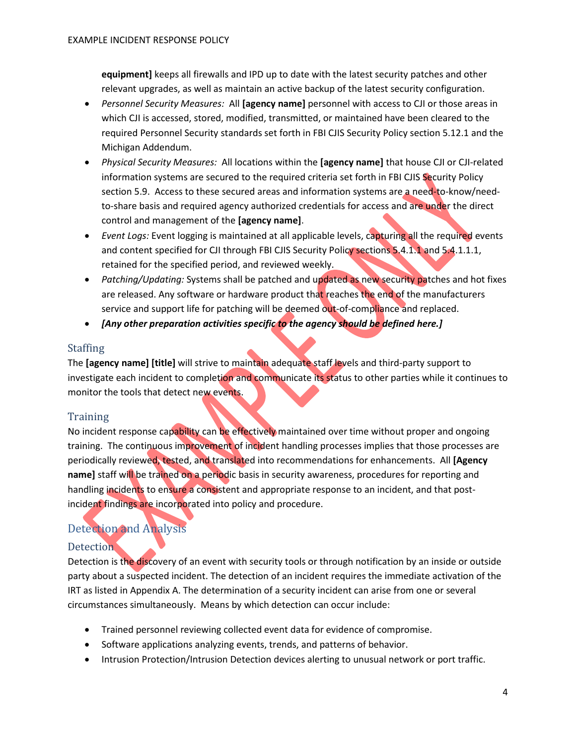**equipment]** keeps all firewalls and IPD up to date with the latest security patches and other relevant upgrades, as well as maintain an active backup of the latest security configuration.

- *Personnel Security Measures:* All **[agency name]** personnel with access to CJI or those areas in which CJI is accessed, stored, modified, transmitted, or maintained have been cleared to the required Personnel Security standards set forth in FBI CJIS Security Policy section 5.12.1 and the Michigan Addendum.
- *Physical Security Measures:* All locations within the **[agency name]** that house CJI or CJI-related information systems are secured to the required criteria set forth in FBI CJIS Security Policy section 5.9. Access to these secured areas and information systems are a need-to-know/need-to-share basis and required agency authorized credentials for access and are under the direct control and management of the **[agency name]**.
- *Event Logs:* Event logging is maintained at all applicable levels, capturing all the required events and content specified for CJI through FBI CJIS Security Policy sections 5.4.1.1 and 5.4.1.1.1, retained for the specified period, and reviewed weekly.
- *Patching/Updating:* Systems shall be patched and updated as new security patches and hot fixes are released. Any software or hardware product that reaches the end of the manufacturers service and support life for patching will be deemed out-of-compliance and replaced.
- ***[Any other preparation activities specific to the agency should be defined here.]***

### Staffing

The **[agency name] [title]** will strive to maintain adequate staff levels and third-party support to investigate each incident to completion and communicate its status to other parties while it continues to monitor the tools that detect new events.

### Training

No incident response capability can be effectively maintained over time without proper and ongoing training. The continuous improvement of incident handling processes implies that those processes are periodically reviewed, tested, and translated into recommendations for enhancements. All **[Agency name]** staff will be trained on a periodic basis in security awareness, procedures for reporting and handling incidents to ensure a consistent and appropriate response to an incident, and that post-incident findings are incorporated into policy and procedure.

## Detection and Analysis

### Detection

Detection is the discovery of an event with security tools or through notification by an inside or outside party about a suspected incident. The detection of an incident requires the immediate activation of the IRT as listed in Appendix A. The determination of a security incident can arise from one or several circumstances simultaneously. Means by which detection can occur include:

- Trained personnel reviewing collected event data for evidence of compromise.
- Software applications analyzing events, trends, and patterns of behavior.
- Intrusion Protection/Intrusion Detection devices alerting to unusual network or port traffic.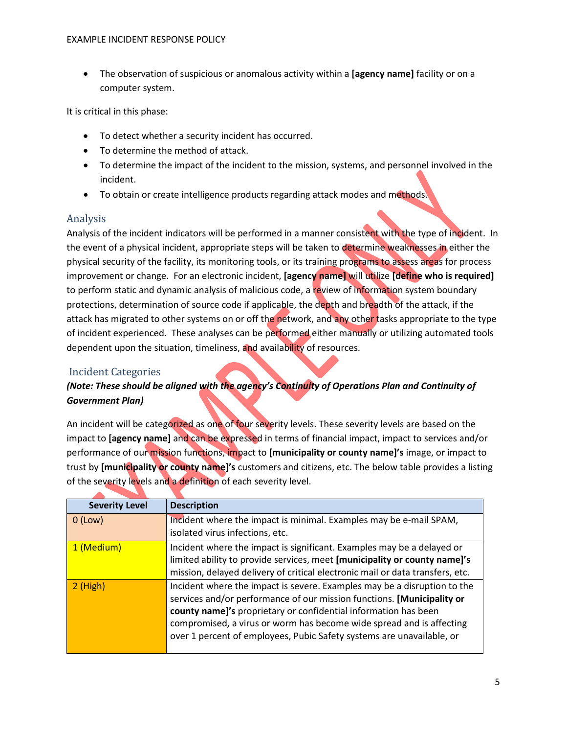- The observation of suspicious or anomalous activity within a **[agency name]** facility or on a computer system.

It is critical in this phase:

- To detect whether a security incident has occurred.
- To determine the method of attack.
- To determine the impact of the incident to the mission, systems, and personnel involved in the incident.
- To obtain or create intelligence products regarding attack modes and methods.

## Analysis

Analysis of the incident indicators will be performed in a manner consistent with the type of incident. In the event of a physical incident, appropriate steps will be taken to determine weaknesses in either the physical security of the facility, its monitoring tools, or its training programs to assess areas for process improvement or change. For an electronic incident, **[agency name]** will utilize **[define who is required]** to perform static and dynamic analysis of malicious code, a review of information system boundary protections, determination of source code if applicable, the depth and breadth of the attack, if the attack has migrated to other systems on or off the network, and any other tasks appropriate to the type of incident experienced. These analyses can be performed either manually or utilizing automated tools dependent upon the situation, timeliness, and availability of resources.

## Incident Categories

***(Note: These should be aligned with the agency's Continuity of Operations Plan and Continuity of Government Plan)***

An incident will be categorized as one of four severity levels. These severity levels are based on the impact to **[agency name]** and can be expressed in terms of financial impact, impact to services and/or performance of our mission functions, impact to **[municipality or county name]'s** image, or impact to trust by **[municipality or county name]'s** customers and citizens, etc. The below table provides a listing of the severity levels and a definition of each severity level.

| Severity Level | Description |
|---|---|
| 0 (Low) | Incident where the impact is minimal. Examples may be e-mail SPAM, isolated virus infections, etc. |
| 1 (Medium) | Incident where the impact is significant. Examples may be a delayed or limited ability to provide services, meet **[municipality or county name]'s** mission, delayed delivery of critical electronic mail or data transfers, etc. |
| 2 (High) | Incident where the impact is severe. Examples may be a disruption to the services and/or performance of our mission functions. **[Municipality or county name]'s** proprietary or confidential information has been compromised, a virus or worm has become wide spread and is affecting over 1 percent of employees, Pubic Safety systems are unavailable, or |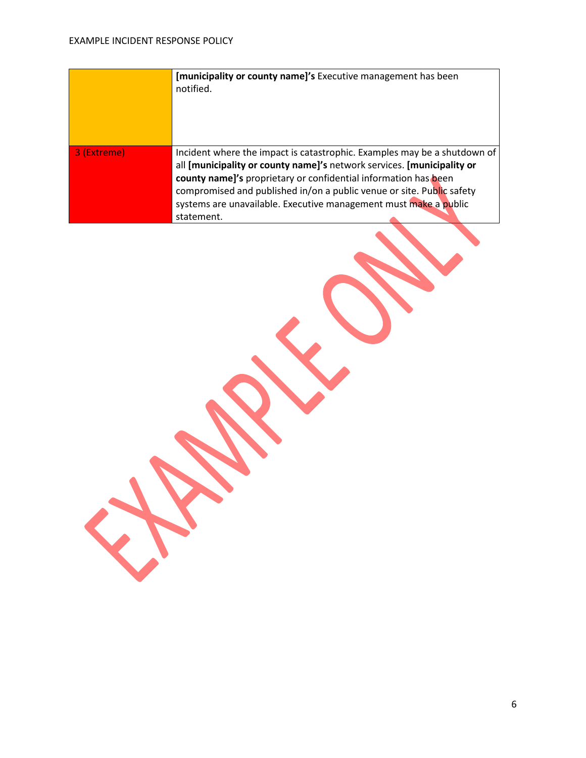| | |
|---|---|
| | **[municipality or county name]'s** Executive management has been notified. |
| 3 (Extreme) | Incident where the impact is catastrophic. Examples may be a shutdown of all **[municipality or county name]'s** network services. **[municipality or county name]'s** proprietary or confidential information has been compromised and published in/on a public venue or site. Public safety systems are unavailable. Executive management must make a public statement. |

EXAMPLE ONLY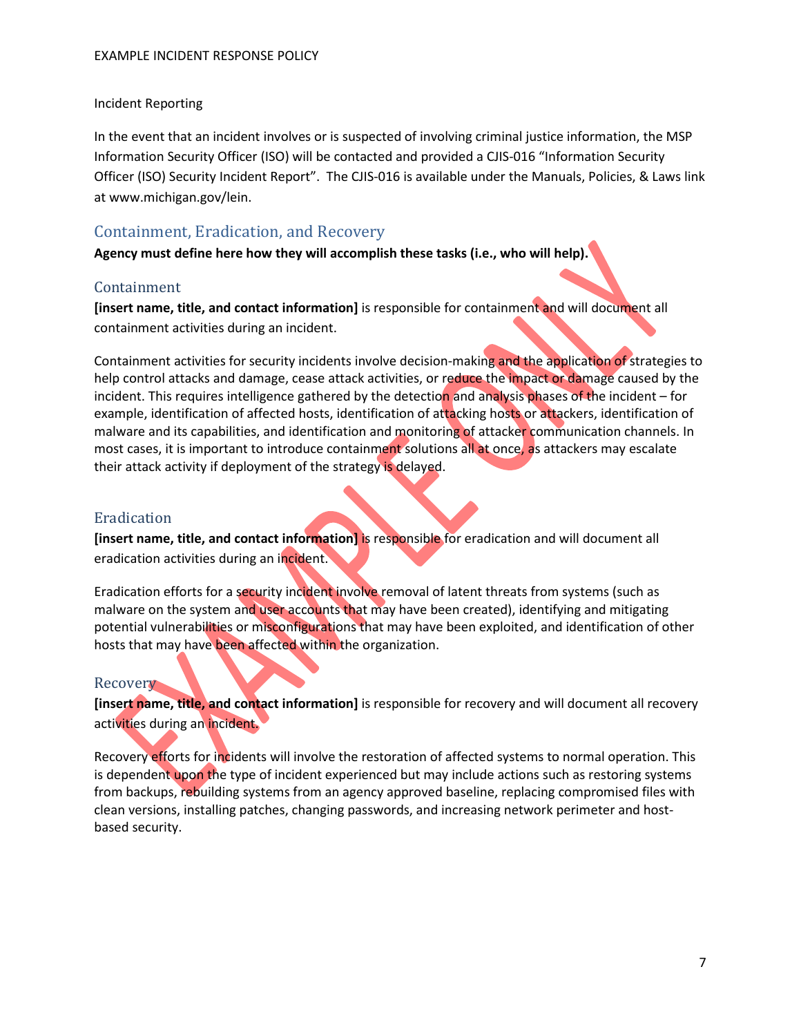Incident Reporting

In the event that an incident involves or is suspected of involving criminal justice information, the MSP Information Security Officer (ISO) will be contacted and provided a CJIS-016 "Information Security Officer (ISO) Security Incident Report". The CJIS-016 is available under the Manuals, Policies, & Laws link at www.michigan.gov/lein.

## Containment, Eradication, and Recovery

**Agency must define here how they will accomplish these tasks (i.e., who will help).**

### Containment

**[insert name, title, and contact information]** is responsible for containment and will document all containment activities during an incident.

Containment activities for security incidents involve decision-making and the application of strategies to help control attacks and damage, cease attack activities, or reduce the impact or damage caused by the incident. This requires intelligence gathered by the detection and analysis phases of the incident – for example, identification of affected hosts, identification of attacking hosts or attackers, identification of malware and its capabilities, and identification and monitoring of attacker communication channels. In most cases, it is important to introduce containment solutions all at once, as attackers may escalate their attack activity if deployment of the strategy is delayed.

### Eradication

**[insert name, title, and contact information]** is responsible for eradication and will document all eradication activities during an incident.

Eradication efforts for a security incident involve removal of latent threats from systems (such as malware on the system and user accounts that may have been created), identifying and mitigating potential vulnerabilities or misconfigurations that may have been exploited, and identification of other hosts that may have been affected within the organization.

### Recovery

**[insert name, title, and contact information]** is responsible for recovery and will document all recovery activities during an incident.

Recovery efforts for incidents will involve the restoration of affected systems to normal operation. This is dependent upon the type of incident experienced but may include actions such as restoring systems from backups, rebuilding systems from an agency approved baseline, replacing compromised files with clean versions, installing patches, changing passwords, and increasing network perimeter and host-based security.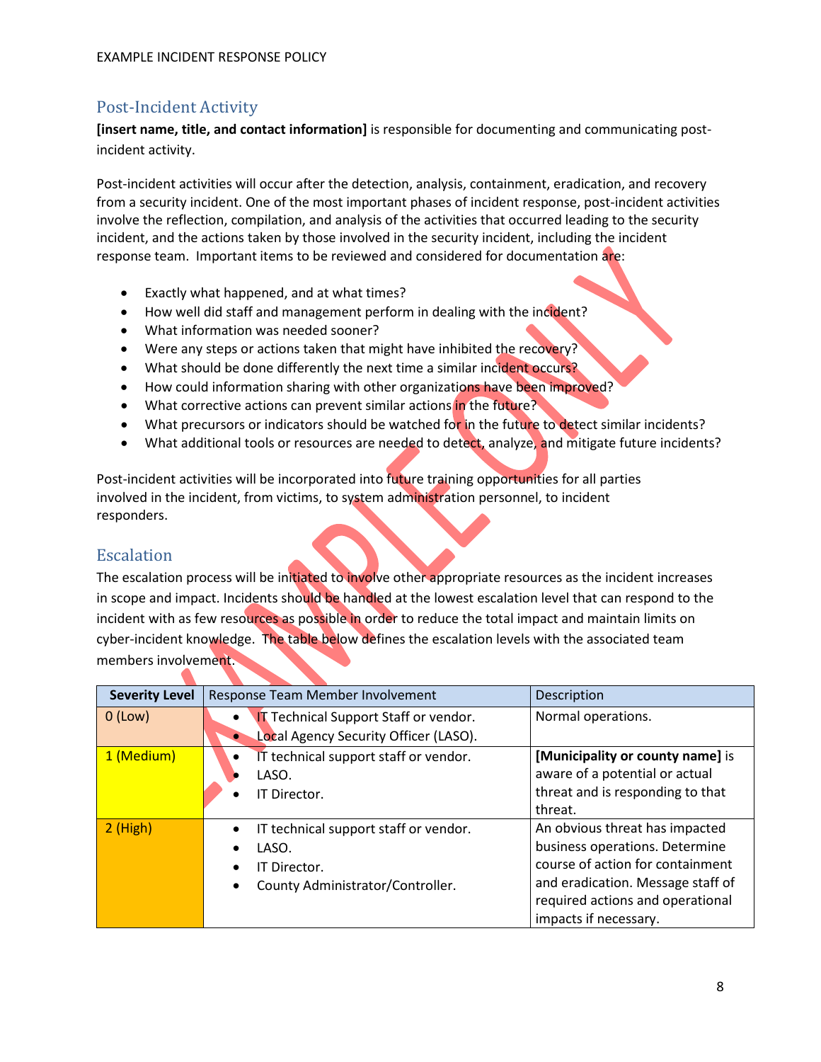## Post-Incident Activity

**[insert name, title, and contact information]** is responsible for documenting and communicating post-incident activity.

Post-incident activities will occur after the detection, analysis, containment, eradication, and recovery from a security incident. One of the most important phases of incident response, post-incident activities involve the reflection, compilation, and analysis of the activities that occurred leading to the security incident, and the actions taken by those involved in the security incident, including the incident response team. Important items to be reviewed and considered for documentation are:

- Exactly what happened, and at what times?
- How well did staff and management perform in dealing with the incident?
- What information was needed sooner?
- Were any steps or actions taken that might have inhibited the recovery?
- What should be done differently the next time a similar incident occurs?
- How could information sharing with other organizations have been improved?
- What corrective actions can prevent similar actions in the future?
- What precursors or indicators should be watched for in the future to detect similar incidents?
- What additional tools or resources are needed to detect, analyze, and mitigate future incidents?

Post-incident activities will be incorporated into future training opportunities for all parties involved in the incident, from victims, to system administration personnel, to incident responders.

## Escalation

The escalation process will be initiated to involve other appropriate resources as the incident increases in scope and impact. Incidents should be handled at the lowest escalation level that can respond to the incident with as few resources as possible in order to reduce the total impact and maintain limits on cyber-incident knowledge. The table below defines the escalation levels with the associated team members involvement.

| Severity Level | Response Team Member Involvement | Description |
| --- | --- | --- |
| 0 (Low) | • IT Technical Support Staff or vendor.<br>• Local Agency Security Officer (LASO). | Normal operations. |
| 1 (Medium) | • IT technical support staff or vendor.<br>• LASO.<br>• IT Director. | **[Municipality or county name]** is aware of a potential or actual threat and is responding to that threat. |
| 2 (High) | • IT technical support staff or vendor.<br>• LASO.<br>• IT Director.<br>• County Administrator/Controller. | An obvious threat has impacted business operations. Determine course of action for containment and eradication. Message staff of required actions and operational impacts if necessary. |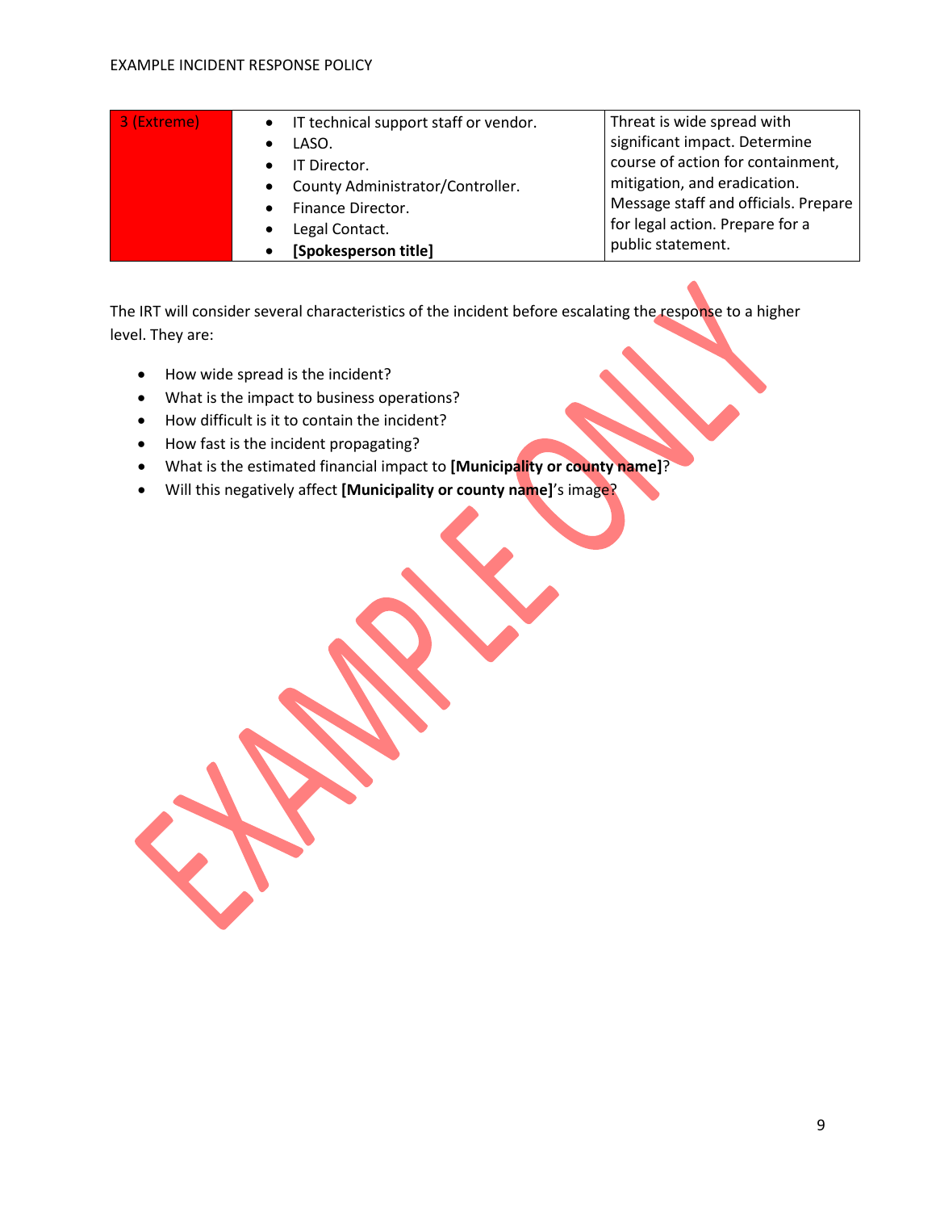| 3 (Extreme) | <ul><li>IT technical support staff or vendor.</li><li>LASO.</li><li>IT Director.</li><li>County Administrator/Controller.</li><li>Finance Director.</li><li>Legal Contact.</li><li>**[Spokesperson title]**</li></ul> | Threat is wide spread with significant impact. Determine course of action for containment, mitigation, and eradication. Message staff and officials. Prepare for legal action. Prepare for a public statement. |
|---|---|---|

The IRT will consider several characteristics of the incident before escalating the response to a higher level. They are:

- How wide spread is the incident?
- What is the impact to business operations?
- How difficult is it to contain the incident?
- How fast is the incident propagating?
- What is the estimated financial impact to **[Municipality or county name]**?
- Will this negatively affect **[Municipality or county name]**'s image?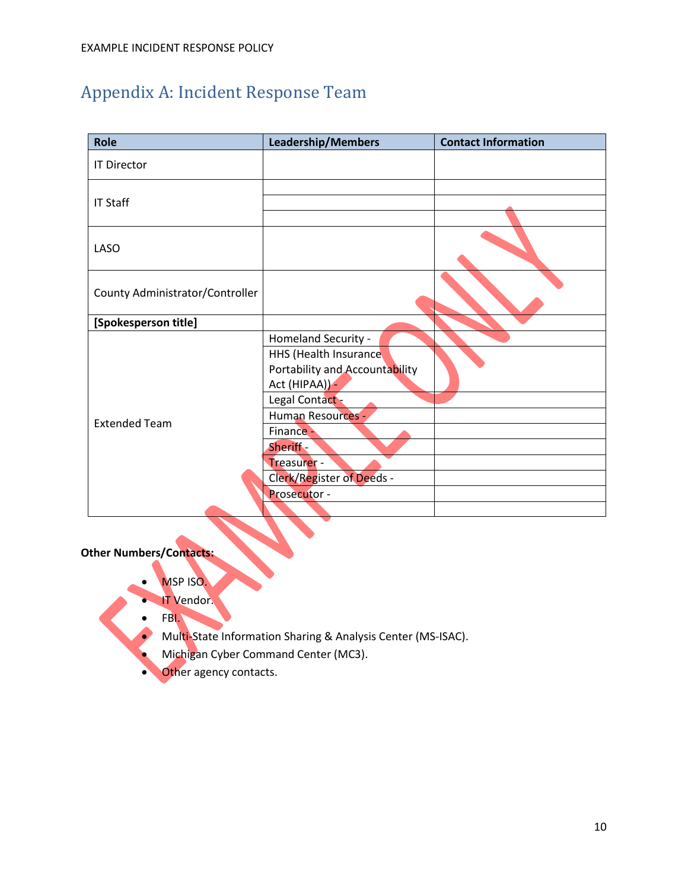## Appendix A: Incident Response Team

| Role | Leadership/Members | Contact Information |
|---|---|---|
| IT Director | | |
| IT Staff | | |
| | | |
| | | |
| LASO | | |
| County Administrator/Controller | | |
| **[Spokesperson title]** | | |
| Extended Team | Homeland Security - | |
| | HHS (Health Insurance Portability and Accountability Act (HIPAA)) - | |
| | Legal Contact - | |
| | Human Resources - | |
| | Finance - | |
| | Sheriff - | |
| | Treasurer - | |
| | Clerk/Register of Deeds - | |
| | Prosecutor - | |
| | | |

**Other Numbers/Contacts:**

- MSP ISO.
- IT Vendor.
- FBI.
- Multi-State Information Sharing & Analysis Center (MS-ISAC).
- Michigan Cyber Command Center (MC3).
- Other agency contacts.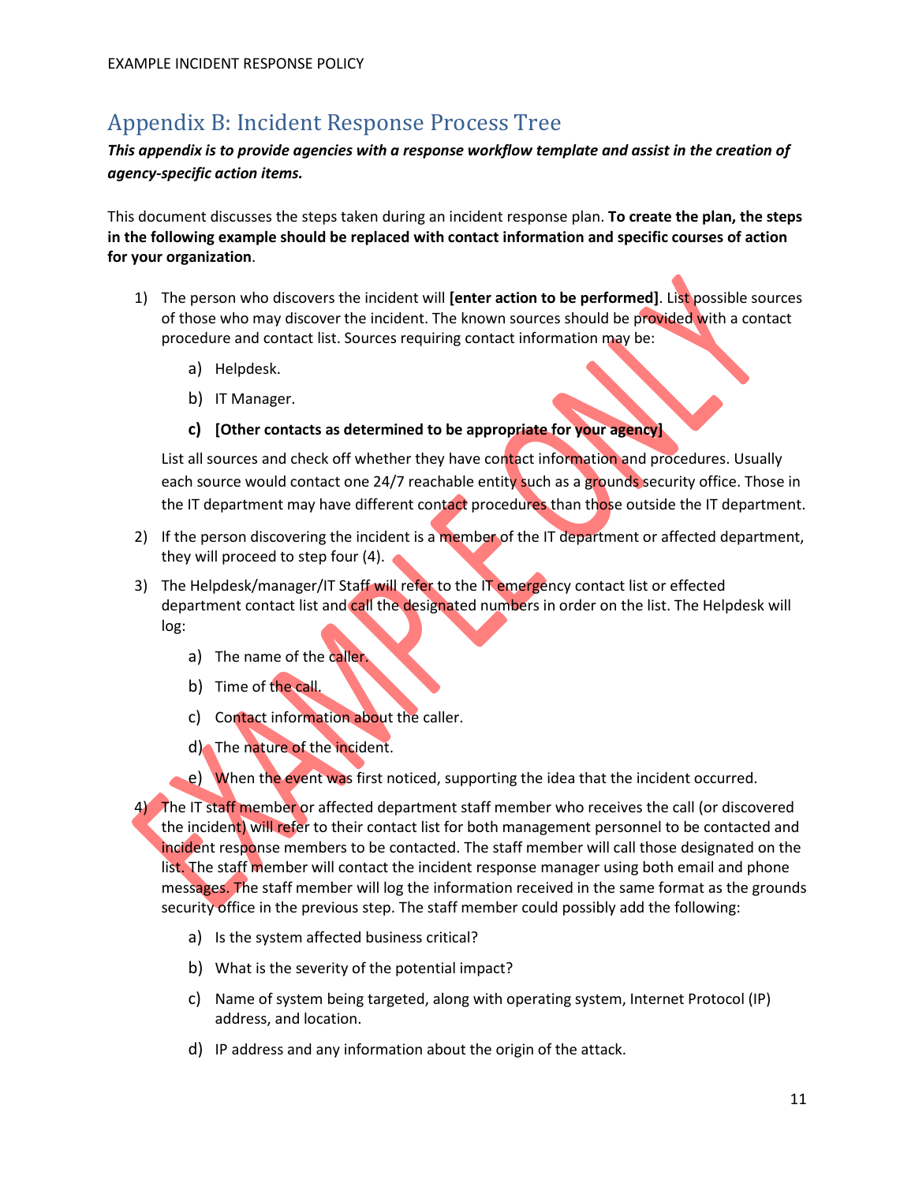## Appendix B: Incident Response Process Tree

***This appendix is to provide agencies with a response workflow template and assist in the creation of agency-specific action items.***

This document discusses the steps taken during an incident response plan. **To create the plan, the steps in the following example should be replaced with contact information and specific courses of action for your organization**.

1) The person who discovers the incident will **[enter action to be performed]**. List possible sources of those who may discover the incident. The known sources should be provided with a contact procedure and contact list. Sources requiring contact information may be:
    a) Helpdesk.
    b) IT Manager.
    c) **[Other contacts as determined to be appropriate for your agency]**

    List all sources and check off whether they have contact information and procedures. Usually each source would contact one 24/7 reachable entity such as a grounds security office. Those in the IT department may have different contact procedures than those outside the IT department.

2) If the person discovering the incident is a member of the IT department or affected department, they will proceed to step four (4).
3) The Helpdesk/manager/IT Staff will refer to the IT emergency contact list or effected department contact list and call the designated numbers in order on the list. The Helpdesk will log:
    a) The name of the caller.
    b) Time of the call.
    c) Contact information about the caller.
    d) The nature of the incident.
    e) When the event was first noticed, supporting the idea that the incident occurred.
4) The IT staff member or affected department staff member who receives the call (or discovered the incident) will refer to their contact list for both management personnel to be contacted and incident response members to be contacted. The staff member will call those designated on the list. The staff member will contact the incident response manager using both email and phone messages. The staff member will log the information received in the same format as the grounds security office in the previous step. The staff member could possibly add the following:
    a) Is the system affected business critical?
    b) What is the severity of the potential impact?
    c) Name of system being targeted, along with operating system, Internet Protocol (IP) address, and location.
    d) IP address and any information about the origin of the attack.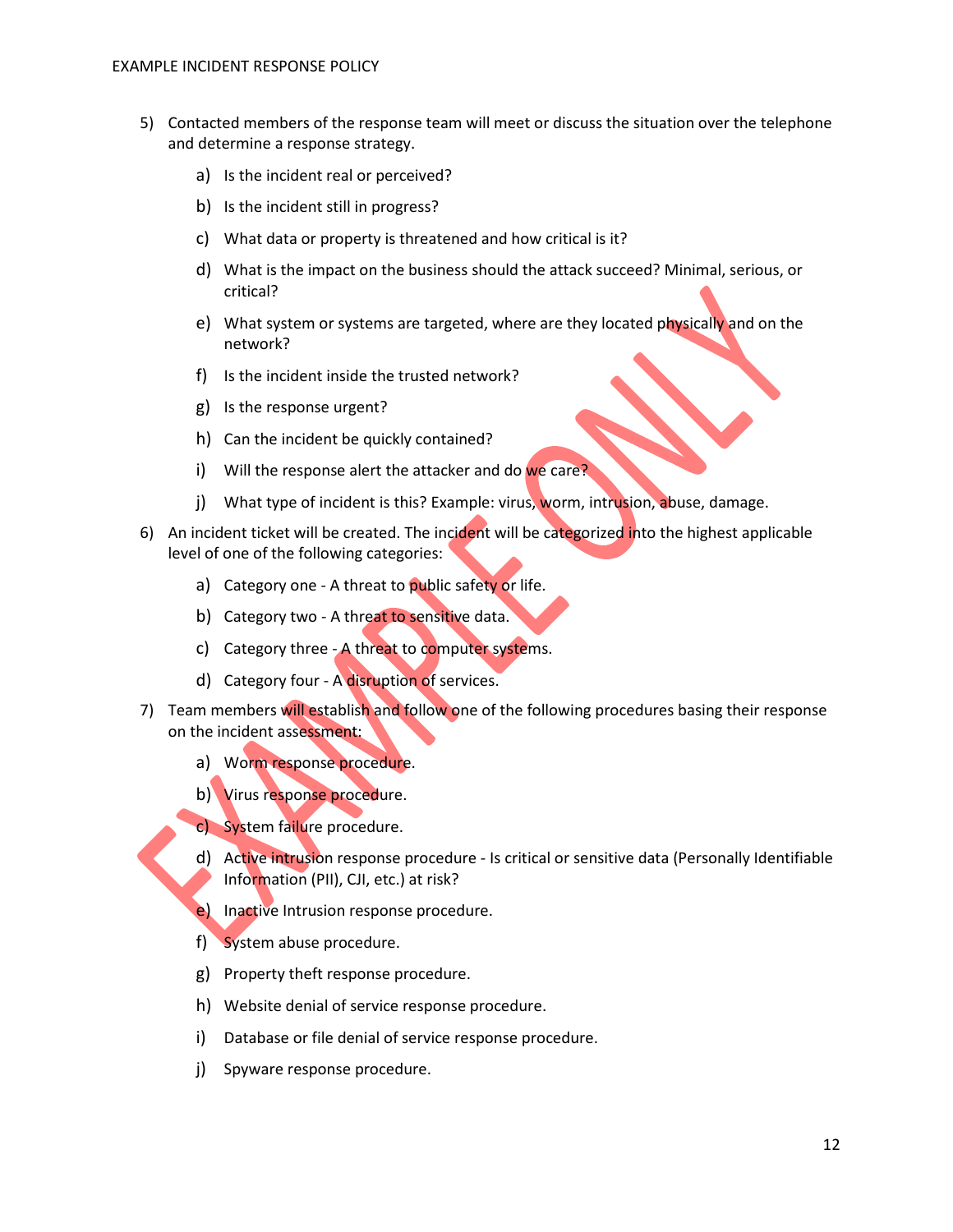5) Contacted members of the response team will meet or discuss the situation over the telephone and determine a response strategy.

    a) Is the incident real or perceived?

    b) Is the incident still in progress?

    c) What data or property is threatened and how critical is it?

    d) What is the impact on the business should the attack succeed? Minimal, serious, or critical?

    e) What system or systems are targeted, where are they located physically and on the network?

    f) Is the incident inside the trusted network?

    g) Is the response urgent?

    h) Can the incident be quickly contained?

    i) Will the response alert the attacker and do we care?

    j) What type of incident is this? Example: virus, worm, intrusion, abuse, damage.

6) An incident ticket will be created. The incident will be categorized into the highest applicable level of one of the following categories:

    a) Category one - A threat to public safety or life.

    b) Category two - A threat to sensitive data.

    c) Category three - A threat to computer systems.

    d) Category four - A disruption of services.

7) Team members will establish and follow one of the following procedures basing their response on the incident assessment:

    a) Worm response procedure.

    b) Virus response procedure.

    c) System failure procedure.

    d) Active intrusion response procedure - Is critical or sensitive data (Personally Identifiable Information (PII), CJI, etc.) at risk?

    e) Inactive Intrusion response procedure.

    f) System abuse procedure.

    g) Property theft response procedure.

    h) Website denial of service response procedure.

    i) Database or file denial of service response procedure.

    j) Spyware response procedure.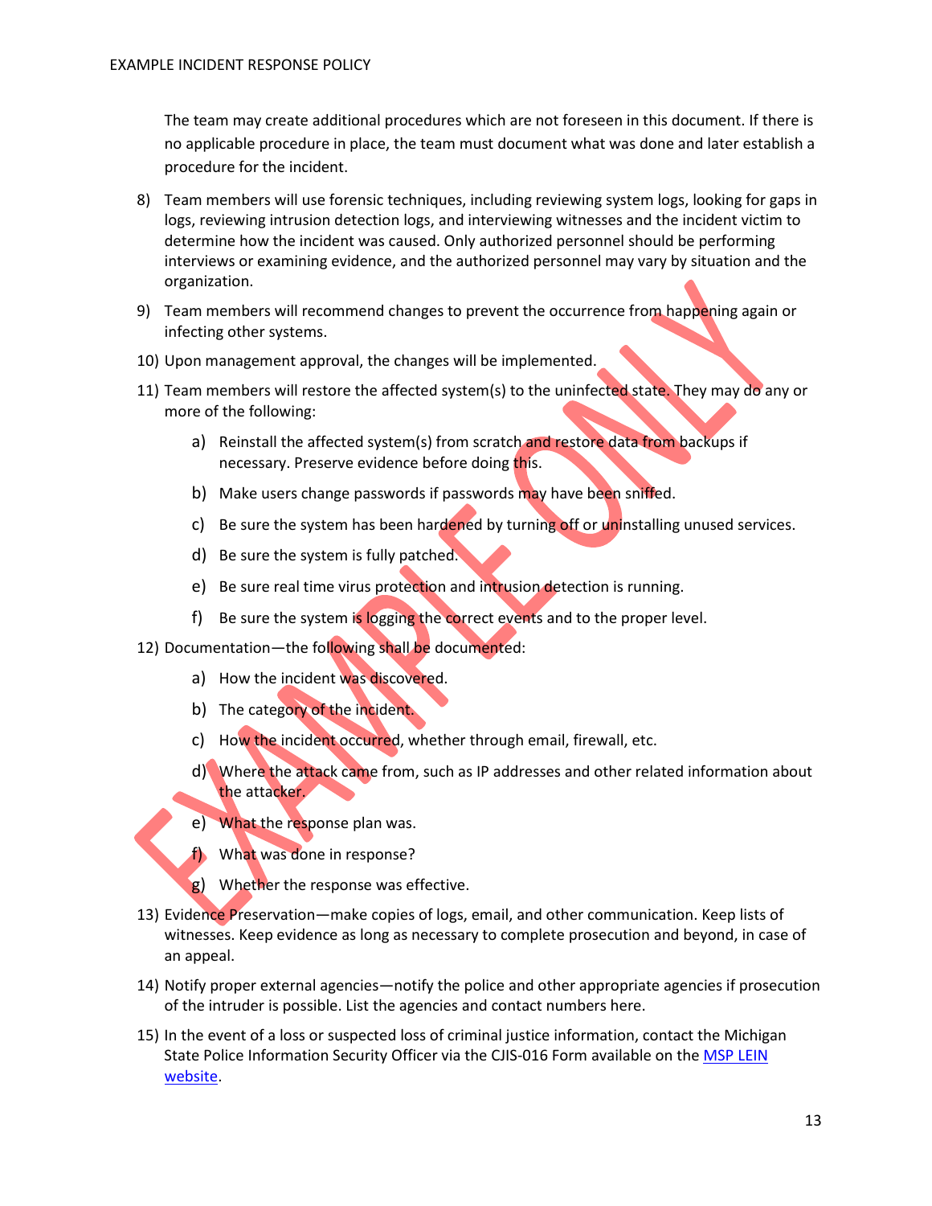The team may create additional procedures which are not foreseen in this document. If there is no applicable procedure in place, the team must document what was done and later establish a procedure for the incident.

8) Team members will use forensic techniques, including reviewing system logs, looking for gaps in logs, reviewing intrusion detection logs, and interviewing witnesses and the incident victim to determine how the incident was caused. Only authorized personnel should be performing interviews or examining evidence, and the authorized personnel may vary by situation and the organization.
9) Team members will recommend changes to prevent the occurrence from happening again or infecting other systems.
10) Upon management approval, the changes will be implemented.
11) Team members will restore the affected system(s) to the uninfected state. They may do any or more of the following:
    a) Reinstall the affected system(s) from scratch and restore data from backups if necessary. Preserve evidence before doing this.
    b) Make users change passwords if passwords may have been sniffed.
    c) Be sure the system has been hardened by turning off or uninstalling unused services.
    d) Be sure the system is fully patched.
    e) Be sure real time virus protection and intrusion detection is running.
    f) Be sure the system is logging the correct events and to the proper level.
12) Documentation—the following shall be documented:
    a) How the incident was discovered.
    b) The category of the incident.
    c) How the incident occurred, whether through email, firewall, etc.
    d) Where the attack came from, such as IP addresses and other related information about the attacker.
    e) What the response plan was.
    f) What was done in response?
    g) Whether the response was effective.
13) Evidence Preservation—make copies of logs, email, and other communication. Keep lists of witnesses. Keep evidence as long as necessary to complete prosecution and beyond, in case of an appeal.
14) Notify proper external agencies—notify the police and other appropriate agencies if prosecution of the intruder is possible. List the agencies and contact numbers here.
15) In the event of a loss or suspected loss of criminal justice information, contact the Michigan State Police Information Security Officer via the CJIS-016 Form available on the MSP LEIN website.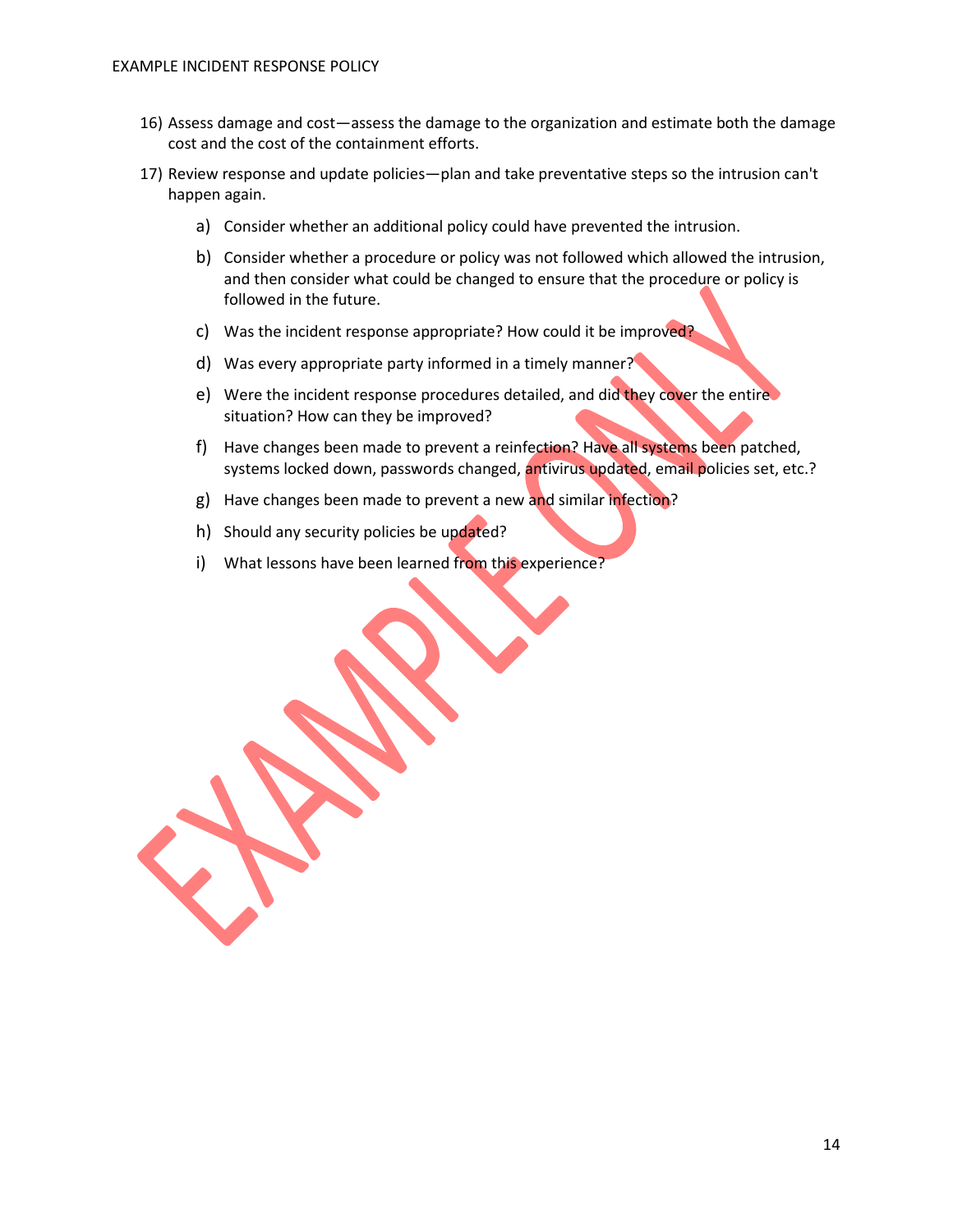16) Assess damage and cost—assess the damage to the organization and estimate both the damage cost and the cost of the containment efforts.

17) Review response and update policies—plan and take preventative steps so the intrusion can't happen again.

    a) Consider whether an additional policy could have prevented the intrusion.

    b) Consider whether a procedure or policy was not followed which allowed the intrusion, and then consider what could be changed to ensure that the procedure or policy is followed in the future.

    c) Was the incident response appropriate? How could it be improved?

    d) Was every appropriate party informed in a timely manner?

    e) Were the incident response procedures detailed, and did they cover the entire situation? How can they be improved?

    f) Have changes been made to prevent a reinfection? Have all systems been patched, systems locked down, passwords changed, antivirus updated, email policies set, etc.?

    g) Have changes been made to prevent a new and similar infection?

    h) Should any security policies be updated?

    i) What lessons have been learned from this experience?

EXAMPLE ONLY